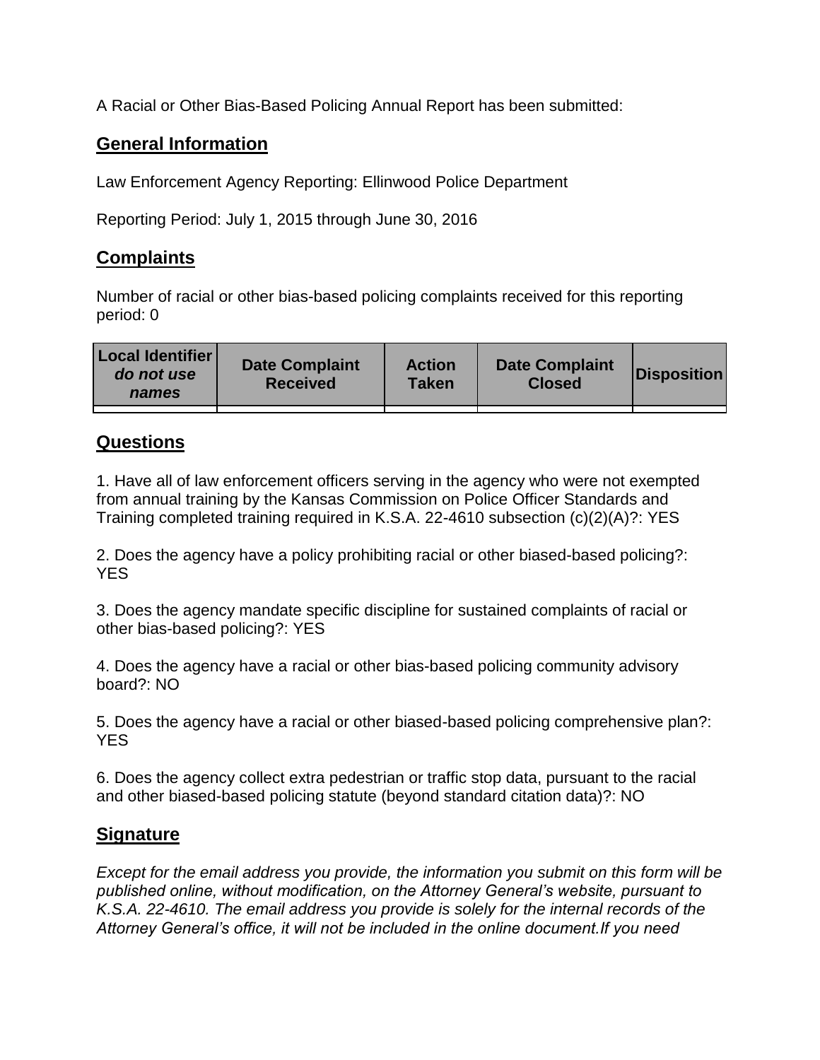A Racial or Other Bias-Based Policing Annual Report has been submitted:

## General Information

Law Enforcement Agency Reporting: Ellinwood Police Department

Reporting Period: July 1, 2015 through June 30, 2016

## Complaints

Number of racial or other bias-based policing complaints received for this reporting period: 0

| **Local Identifier** ***do not use names*** | **Date Complaint Received** | **Action Taken** | **Date Complaint Closed** | **Disposition** |
|---|---|---|---|---|
| | | | | |

## Questions

1. Have all of law enforcement officers serving in the agency who were not exempted from annual training by the Kansas Commission on Police Officer Standards and Training completed training required in K.S.A. 22-4610 subsection (c)(2)(A)?: YES

2. Does the agency have a policy prohibiting racial or other biased-based policing?: YES

3. Does the agency mandate specific discipline for sustained complaints of racial or other bias-based policing?: YES

4. Does the agency have a racial or other bias-based policing community advisory board?: NO

5. Does the agency have a racial or other biased-based policing comprehensive plan?: YES

6. Does the agency collect extra pedestrian or traffic stop data, pursuant to the racial and other biased-based policing statute (beyond standard citation data)?: NO

## Signature

*Except for the email address you provide, the information you submit on this form will be published online, without modification, on the Attorney General's website, pursuant to K.S.A. 22-4610. The email address you provide is solely for the internal records of the Attorney General's office, it will not be included in the online document.If you need*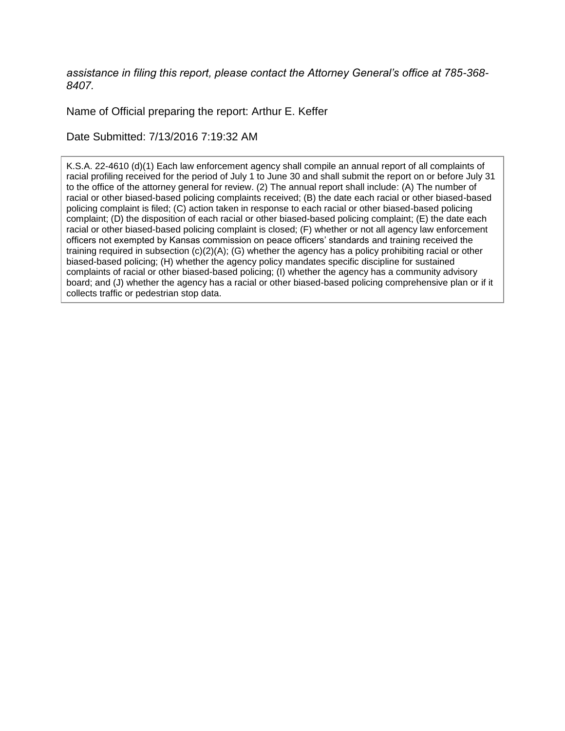*assistance in filing this report, please contact the Attorney General's office at 785-368-8407.*

Name of Official preparing the report: Arthur E. Keffer

Date Submitted: 7/13/2016 7:19:32 AM

K.S.A. 22-4610 (d)(1) Each law enforcement agency shall compile an annual report of all complaints of racial profiling received for the period of July 1 to June 30 and shall submit the report on or before July 31 to the office of the attorney general for review. (2) The annual report shall include: (A) The number of racial or other biased-based policing complaints received; (B) the date each racial or other biased-based policing complaint is filed; (C) action taken in response to each racial or other biased-based policing complaint; (D) the disposition of each racial or other biased-based policing complaint; (E) the date each racial or other biased-based policing complaint is closed; (F) whether or not all agency law enforcement officers not exempted by Kansas commission on peace officers' standards and training received the training required in subsection (c)(2)(A); (G) whether the agency has a policy prohibiting racial or other biased-based policing; (H) whether the agency policy mandates specific discipline for sustained complaints of racial or other biased-based policing; (I) whether the agency has a community advisory board; and (J) whether the agency has a racial or other biased-based policing comprehensive plan or if it collects traffic or pedestrian stop data.